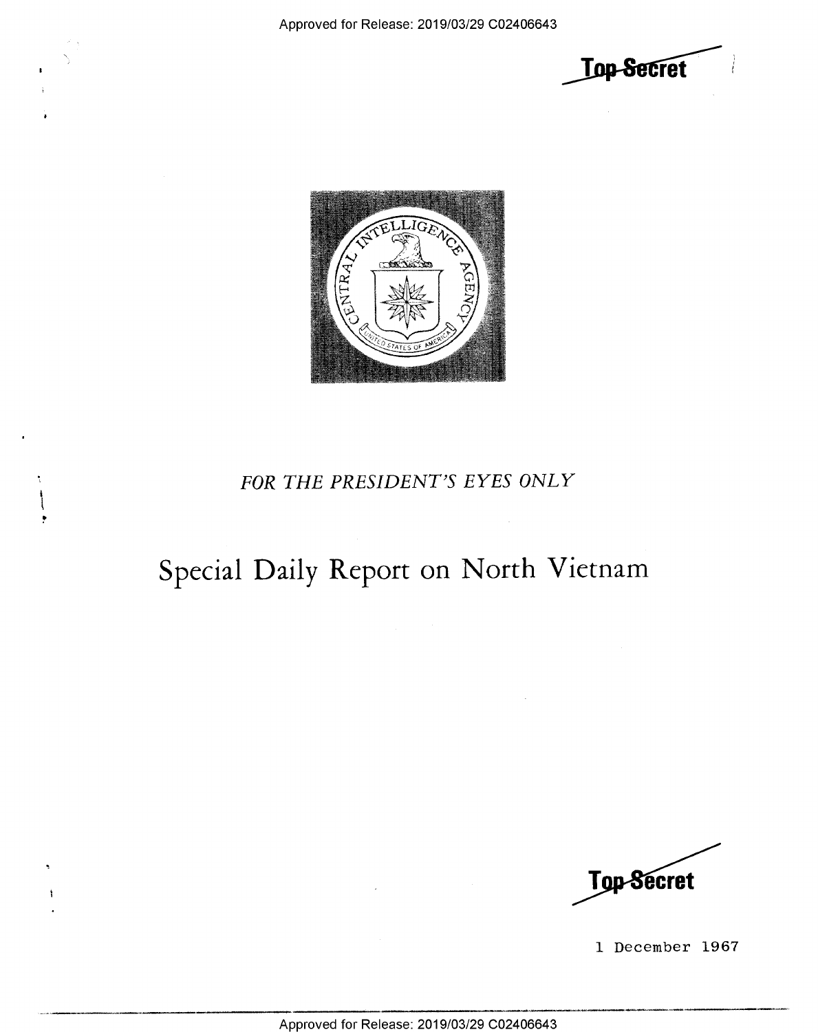Top Secret

FOR THE PRESIDENT'S EYES ONLY

# Special Daily Report on North Vietnam

Top Secret

1 December 1967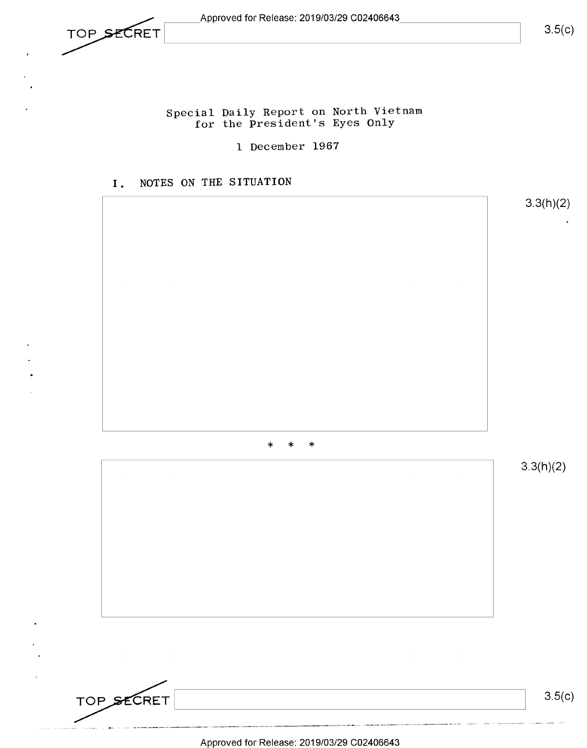TOP SECRET

3.5(c)

Special Daily Report on North Vietnam
for the President's Eyes Only

1 December 1967

## I. NOTES ON THE SITUATION

3.3(h)(2)

\* \* \*

3.3(h)(2)

TOP SECRET

3.5(c)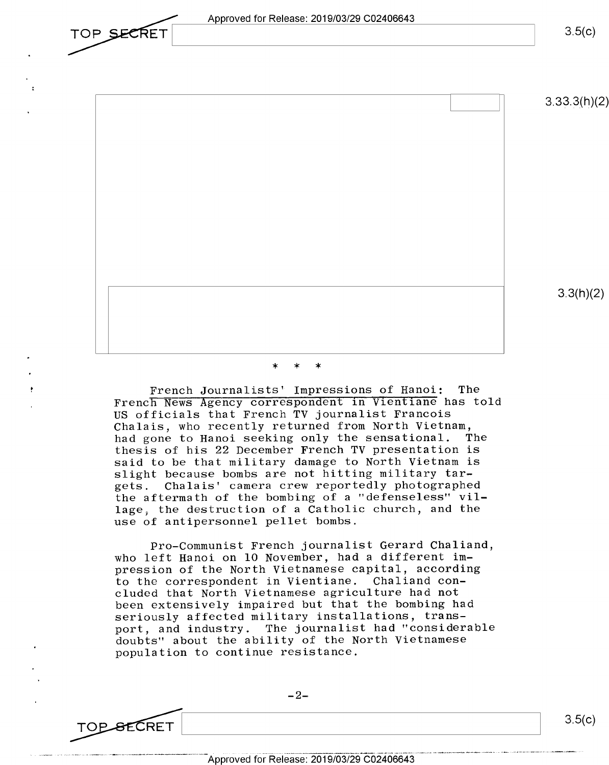\* \* \*

French Journalists' Impressions of Hanoi: The French News Agency correspondent in Vientiane has told US officials that French TV journalist Francois Chalais, who recently returned from North Vietnam, had gone to Hanoi seeking only the sensational. The thesis of his 22 December French TV presentation is said to be that military damage to North Vietnam is slight because bombs are not hitting military targets. Chalais' camera crew reportedly photographed the aftermath of the bombing of a "defenseless" village, the destruction of a Catholic church, and the use of antipersonnel pellet bombs.

Pro-Communist French journalist Gerard Chaliand, who left Hanoi on 10 November, had a different impression of the North Vietnamese capital, according to the correspondent in Vientiane. Chaliand concluded that North Vietnamese agriculture had not been extensively impaired but that the bombing had seriously affected military installations, transport, and industry. The journalist had "considerable doubts" about the ability of the North Vietnamese population to continue resistance.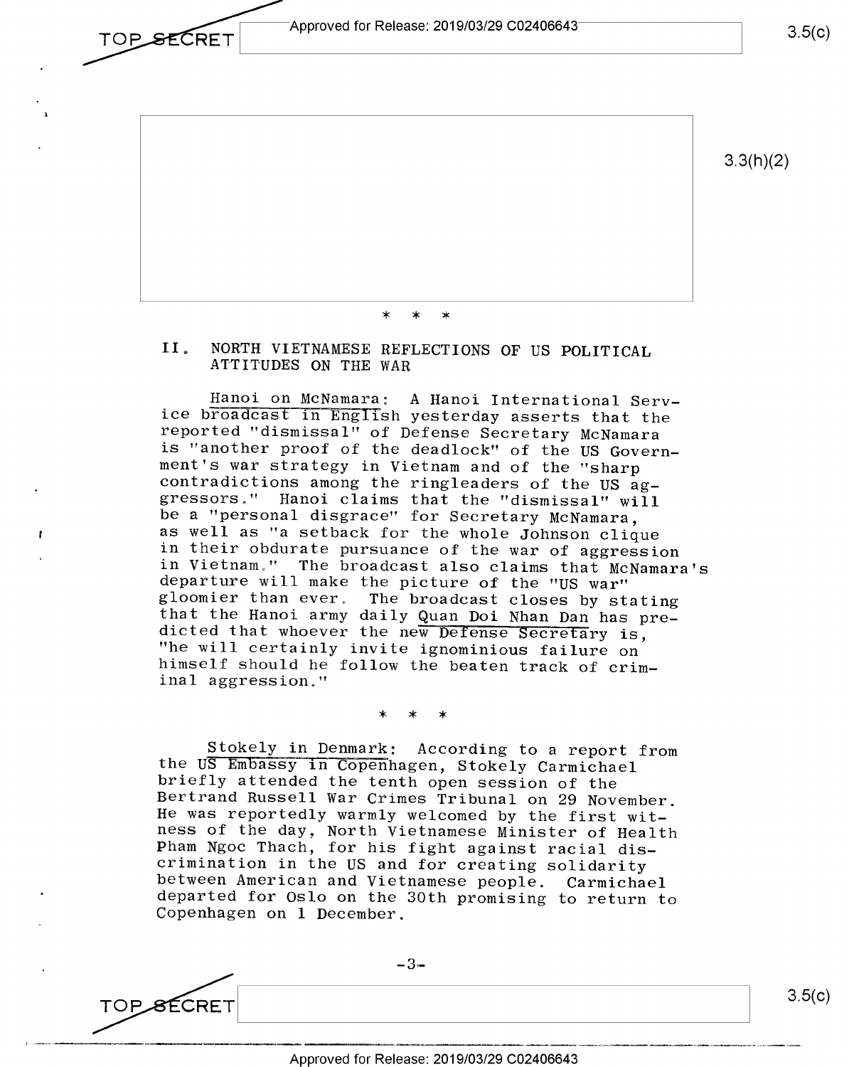* * *

## II. NORTH VIETNAMESE REFLECTIONS OF US POLITICAL ATTITUDES ON THE WAR

Hanoi on McNamara: A Hanoi International Service broadcast in English yesterday asserts that the reported "dismissal" of Defense Secretary McNamara is "another proof of the deadlock" of the US Government's war strategy in Vietnam and of the "sharp contradictions among the ringleaders of the US aggressors." Hanoi claims that the "dismissal" will be a "personal disgrace" for Secretary McNamara, as well as "a setback for the whole Johnson clique in their obdurate pursuance of the war of aggression in Vietnam." The broadcast also claims that McNamara's departure will make the picture of the "US war" gloomier than ever. The broadcast closes by stating that the Hanoi army daily Quan Doi Nhan Dan has predicted that whoever the new Defense Secretary is, "he will certainly invite ignominious failure on himself should he follow the beaten track of criminal aggression."

* * *

Stokely in Denmark: According to a report from the US Embassy in Copenhagen, Stokely Carmichael briefly attended the tenth open session of the Bertrand Russell War Crimes Tribunal on 29 November. He was reportedly warmly welcomed by the first witness of the day, North Vietnamese Minister of Health Pham Ngoc Thach, for his fight against racial discrimination in the US and for creating solidarity between American and Vietnamese people. Carmichael departed for Oslo on the 30th promising to return to Copenhagen on 1 December.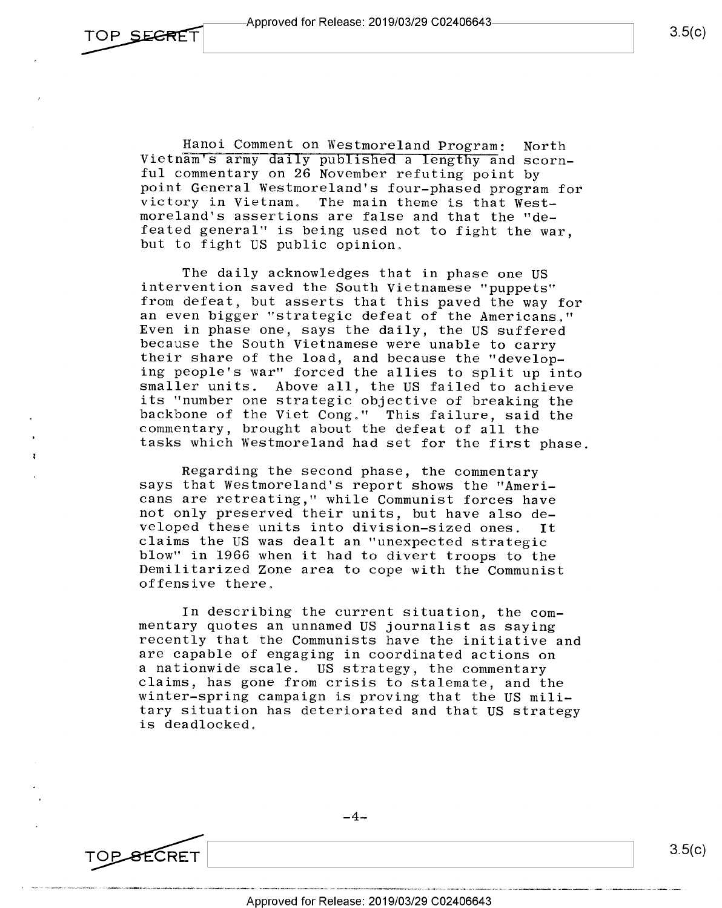<u>Hanoi Comment on Westmoreland Program</u>: North Vietnam's army daily published a lengthy and scornful commentary on 26 November refuting point by point General Westmoreland's four-phased program for victory in Vietnam. The main theme is that Westmoreland's assertions are false and that the "defeated general" is being used not to fight the war, but to fight US public opinion.

The daily acknowledges that in phase one US intervention saved the South Vietnamese "puppets" from defeat, but asserts that this paved the way for an even bigger "strategic defeat of the Americans." Even in phase one, says the daily, the US suffered because the South Vietnamese were unable to carry their share of the load, and because the "developing people's war" forced the allies to split up into smaller units. Above all, the US failed to achieve its "number one strategic objective of breaking the backbone of the Viet Cong." This failure, said the commentary, brought about the defeat of all the tasks which Westmoreland had set for the first phase.

Regarding the second phase, the commentary says that Westmoreland's report shows the "Americans are retreating," while Communist forces have not only preserved their units, but have also developed these units into division-sized ones. It claims the US was dealt an "unexpected strategic blow" in 1966 when it had to divert troops to the Demilitarized Zone area to cope with the Communist offensive there.

In describing the current situation, the commentary quotes an unnamed US journalist as saying recently that the Communists have the initiative and are capable of engaging in coordinated actions on a nationwide scale. US strategy, the commentary claims, has gone from crisis to stalemate, and the winter-spring campaign is proving that the US military situation has deteriorated and that US strategy is deadlocked.